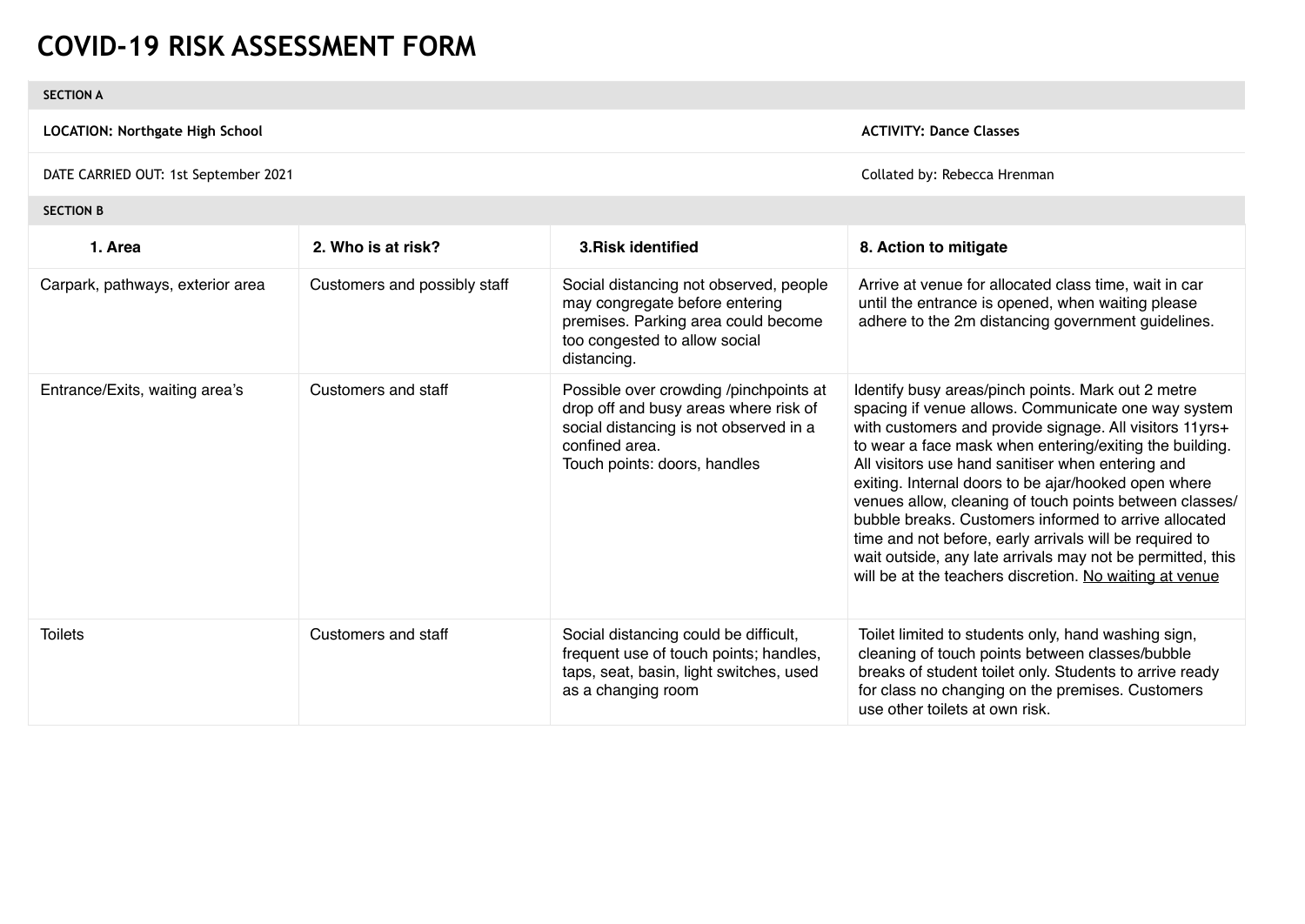# COVID-19 RISK ASSESSMENT FORM

**SECTION A**

**LOCATION: Northgate High School** | **ACTIVITY: Dance Classes**

DATE CARRIED OUT: 1st September 2021 | Collated by: Rebecca Hrenman

**SECTION B**

| 1. Area | 2. Who is at risk? | 3.Risk identified | 8. Action to mitigate |
|---|---|---|---|
| Carpark, pathways, exterior area | Customers and possibly staff | Social distancing not observed, people may congregate before entering premises. Parking area could become too congested to allow social distancing. | Arrive at venue for allocated class time, wait in car until the entrance is opened, when waiting please adhere to the 2m distancing government guidelines. |
| Entrance/Exits, waiting area's | Customers and staff | Possible over crowding /pinchpoints at drop off and busy areas where risk of social distancing is not observed in a confined area.<br>Touch points: doors, handles | Identify busy areas/pinch points. Mark out 2 metre spacing if venue allows. Communicate one way system with customers and provide signage. All visitors 11yrs+ to wear a face mask when entering/exiting the building. All visitors use hand sanitiser when entering and exiting. Internal doors to be ajar/hooked open where venues allow, cleaning of touch points between classes/ bubble breaks. Customers informed to arrive allocated time and not before, early arrivals will be required to wait outside, any late arrivals may not be permitted, this will be at the teachers discretion. <u>No waiting at venue</u> |
| Toilets | Customers and staff | Social distancing could be difficult, frequent use of touch points; handles, taps, seat, basin, light switches, used as a changing room | Toilet limited to students only, hand washing sign, cleaning of touch points between classes/bubble breaks of student toilet only. Students to arrive ready for class no changing on the premises. Customers use other toilets at own risk. |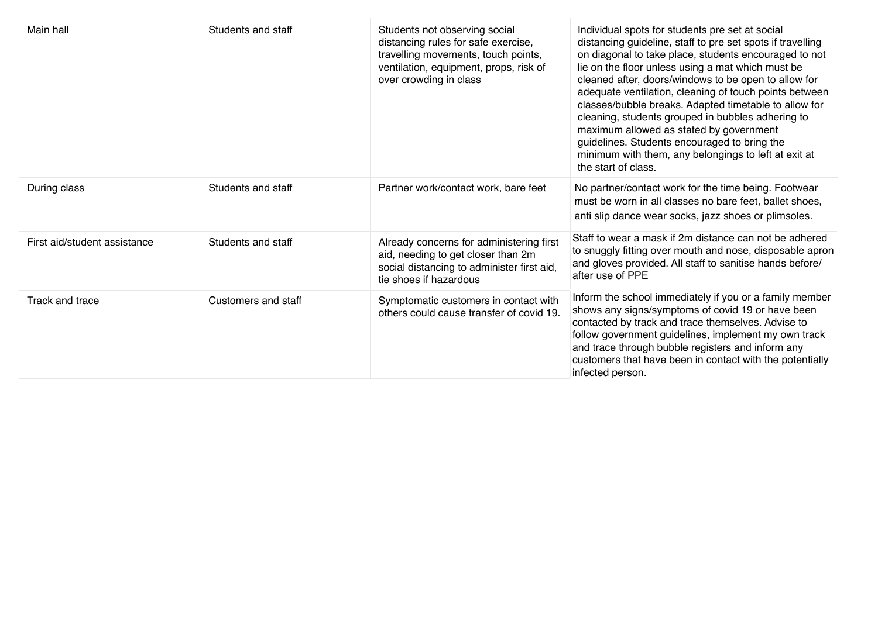| | | | |
|---|---|---|---|
| Main hall | Students and staff | Students not observing social distancing rules for safe exercise, travelling movements, touch points, ventilation, equipment, props, risk of over crowding in class | Individual spots for students pre set at social distancing guideline, staff to pre set spots if travelling on diagonal to take place, students encouraged to not lie on the floor unless using a mat which must be cleaned after, doors/windows to be open to allow for adequate ventilation, cleaning of touch points between classes/bubble breaks. Adapted timetable to allow for cleaning, students grouped in bubbles adhering to maximum allowed as stated by government guidelines. Students encouraged to bring the minimum with them, any belongings to left at exit at the start of class. |
| During class | Students and staff | Partner work/contact work, bare feet | No partner/contact work for the time being. Footwear must be worn in all classes no bare feet, ballet shoes, anti slip dance wear socks, jazz shoes or plimsoles. |
| First aid/student assistance | Students and staff | Already concerns for administering first aid, needing to get closer than 2m social distancing to administer first aid, tie shoes if hazardous | Staff to wear a mask if 2m distance can not be adhered to snuggly fitting over mouth and nose, disposable apron and gloves provided. All staff to sanitise hands before/after use of PPE |
| Track and trace | Customers and staff | Symptomatic customers in contact with others could cause transfer of covid 19. | Inform the school immediately if you or a family member shows any signs/symptoms of covid 19 or have been contacted by track and trace themselves. Advise to follow government guidelines, implement my own track and trace through bubble registers and inform any customers that have been in contact with the potentially infected person. |